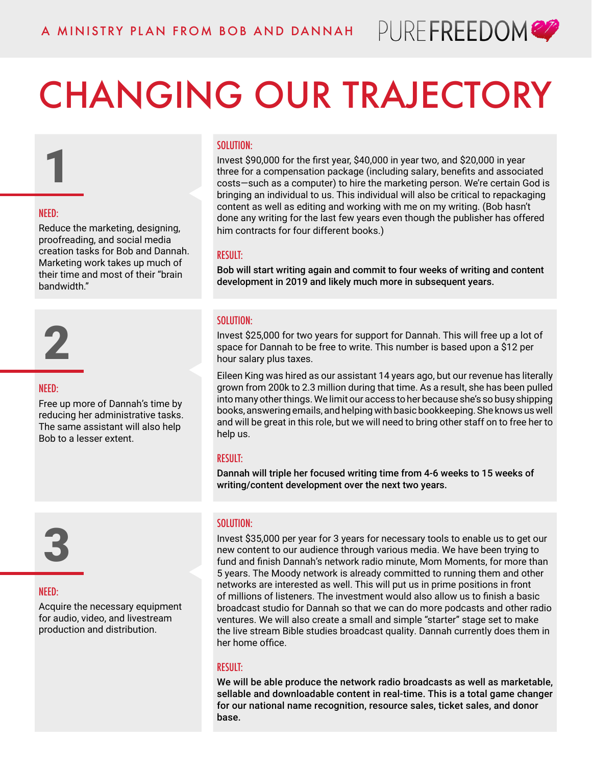A MINISTRY PLAN FROM BOB AND DANNAH

PURE FREEDOM

# CHANGING OUR TRAJECTORY

## 1

**NEED:**

Reduce the marketing, designing, proofreading, and social media creation tasks for Bob and Dannah. Marketing work takes up much of their time and most of their "brain bandwidth."

**SOLUTION:**

Invest $90,000 for the first year, $40,000 in year two, and $20,000 in year three for a compensation package (including salary, benefits and associated costs—such as a computer) to hire the marketing person. We're certain God is bringing an individual to us. This individual will also be critical to repackaging content as well as editing and working with me on my writing. (Bob hasn't done any writing for the last few years even though the publisher has offered him contracts for four different books.)

**RESULT:**

**Bob will start writing again and commit to four weeks of writing and content development in 2019 and likely much more in subsequent years.**

## 2

**NEED:**

Free up more of Dannah's time by reducing her administrative tasks. The same assistant will also help Bob to a lesser extent.

**SOLUTION:**

Invest $25,000 for two years for support for Dannah. This will free up a lot of space for Dannah to be free to write. This number is based upon a $12 per hour salary plus taxes.

Eileen King was hired as our assistant 14 years ago, but our revenue has literally grown from 200k to 2.3 million during that time. As a result, she has been pulled into many other things. We limit our access to her because she's so busy shipping books, answering emails, and helping with basic bookkeeping. She knows us well and will be great in this role, but we will need to bring other staff on to free her to help us.

**RESULT:**

**Dannah will triple her focused writing time from 4-6 weeks to 15 weeks of writing/content development over the next two years.**

## 3

**NEED:**

Acquire the necessary equipment for audio, video, and livestream production and distribution.

**SOLUTION:**

Invest $35,000 per year for 3 years for necessary tools to enable us to get our new content to our audience through various media. We have been trying to fund and finish Dannah's network radio minute, Mom Moments, for more than 5 years. The Moody network is already committed to running them and other networks are interested as well. This will put us in prime positions in front of millions of listeners. The investment would also allow us to finish a basic broadcast studio for Dannah so that we can do more podcasts and other radio ventures. We will also create a small and simple "starter" stage set to make the live stream Bible studies broadcast quality. Dannah currently does them in her home office.

**RESULT:**

**We will be able produce the network radio broadcasts as well as marketable, sellable and downloadable content in real-time. This is a total game changer for our national name recognition, resource sales, ticket sales, and donor base.**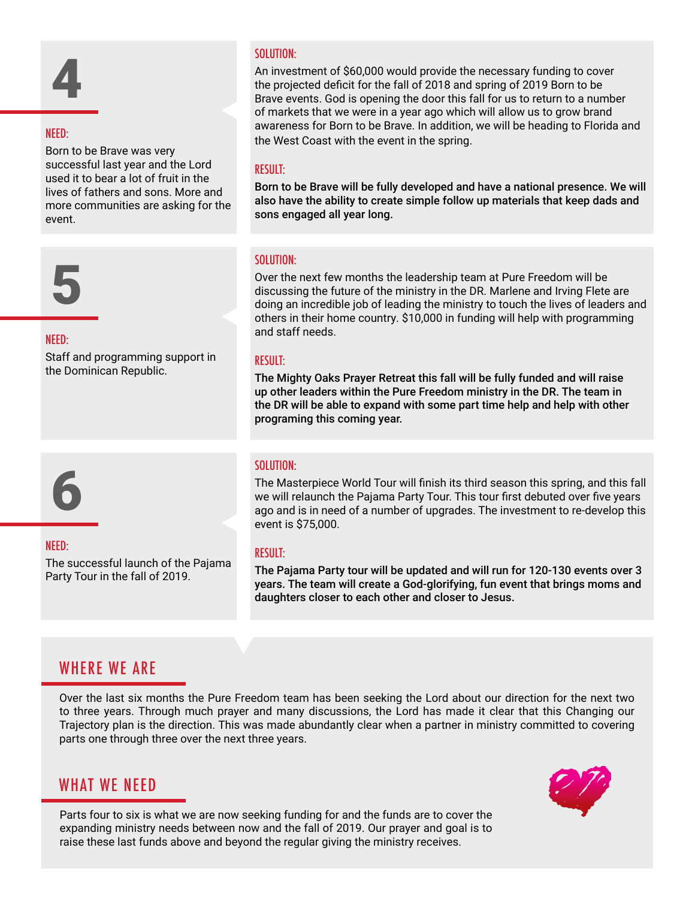## 4

### NEED:

Born to be Brave was very successful last year and the Lord used it to bear a lot of fruit in the lives of fathers and sons. More and more communities are asking for the event.

### SOLUTION:

An investment of $60,000 would provide the necessary funding to cover the projected deficit for the fall of 2018 and spring of 2019 Born to be Brave events. God is opening the door this fall for us to return to a number of markets that we were in a year ago which will allow us to grow brand awareness for Born to be Brave. In addition, we will be heading to Florida and the West Coast with the event in the spring.

### RESULT:

**Born to be Brave will be fully developed and have a national presence. We will also have the ability to create simple follow up materials that keep dads and sons engaged all year long.**

## 5

### NEED:

Staff and programming support in the Dominican Republic.

### SOLUTION:

Over the next few months the leadership team at Pure Freedom will be discussing the future of the ministry in the DR. Marlene and Irving Flete are doing an incredible job of leading the ministry to touch the lives of leaders and others in their home country. $10,000 in funding will help with programming and staff needs.

### RESULT:

**The Mighty Oaks Prayer Retreat this fall will be fully funded and will raise up other leaders within the Pure Freedom ministry in the DR. The team in the DR will be able to expand with some part time help and help with other programing this coming year.**

## 6

### NEED:

The successful launch of the Pajama Party Tour in the fall of 2019.

### SOLUTION:

The Masterpiece World Tour will finish its third season this spring, and this fall we will relaunch the Pajama Party Tour. This tour first debuted over five years ago and is in need of a number of upgrades. The investment to re-develop this event is $75,000.

### RESULT:

**The Pajama Party tour will be updated and will run for 120-130 events over 3 years. The team will create a God-glorifying, fun event that brings moms and daughters closer to each other and closer to Jesus.**

## WHERE WE ARE

Over the last six months the Pure Freedom team has been seeking the Lord about our direction for the next two to three years. Through much prayer and many discussions, the Lord has made it clear that this Changing our Trajectory plan is the direction. This was made abundantly clear when a partner in ministry committed to covering parts one through three over the next three years.

## WHAT WE NEED

Parts four to six is what we are now seeking funding for and the funds are to cover the expanding ministry needs between now and the fall of 2019. Our prayer and goal is to raise these last funds above and beyond the regular giving the ministry receives.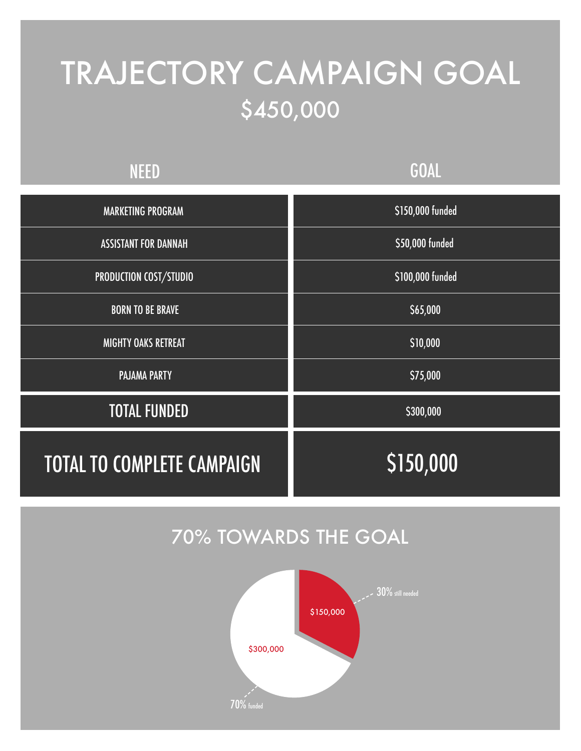# TRAJECTORY CAMPAIGN GOAL

## $450,000

| NEED | GOAL |
| --- | --- |
| MARKETING PROGRAM | $150,000 funded |
| ASSISTANT FOR DANNAH | $50,000 funded |
| PRODUCTION COST/STUDIO | $100,000 funded |
| BORN TO BE BRAVE | $65,000 |
| MIGHTY OAKS RETREAT | $10,000 |
| PAJAMA PARTY | $75,000 |
| **TOTAL FUNDED** | $300,000 |
| **TOTAL TO COMPLETE CAMPAIGN** | **$150,000** |

## 70% TOWARDS THE GOAL

- $150,000 — 30% still needed
- $300,000 — 70% funded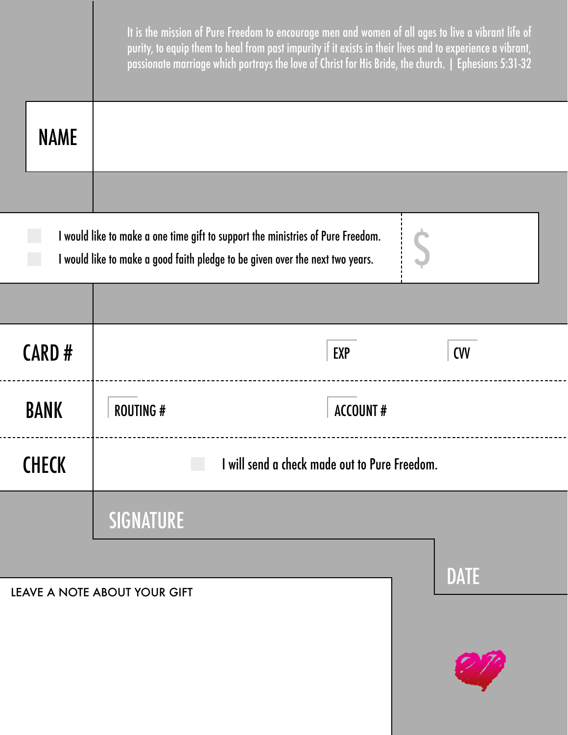It is the mission of Pure Freedom to encourage men and women of all ages to live a vibrant life of purity, to equip them to heal from past impurity if it exists in their lives and to experience a vibrant, passionate marriage which portrays the love of Christ for His Bride, the church. | Ephesians 5:31-32

NAME

- [ ] I would like to make a one time gift to support the ministries of Pure Freedom.
- [ ] I would like to make a good faith pledge to be given over the next two years.

$

| | | |
|---|---|---|
| CARD # | EXP | CVV |
| BANK | ROUTING # | ACCOUNT # |
| CHECK | ☐ I will send a check made out to Pure Freedom. | |

SIGNATURE

DATE

LEAVE A NOTE ABOUT YOUR GIFT